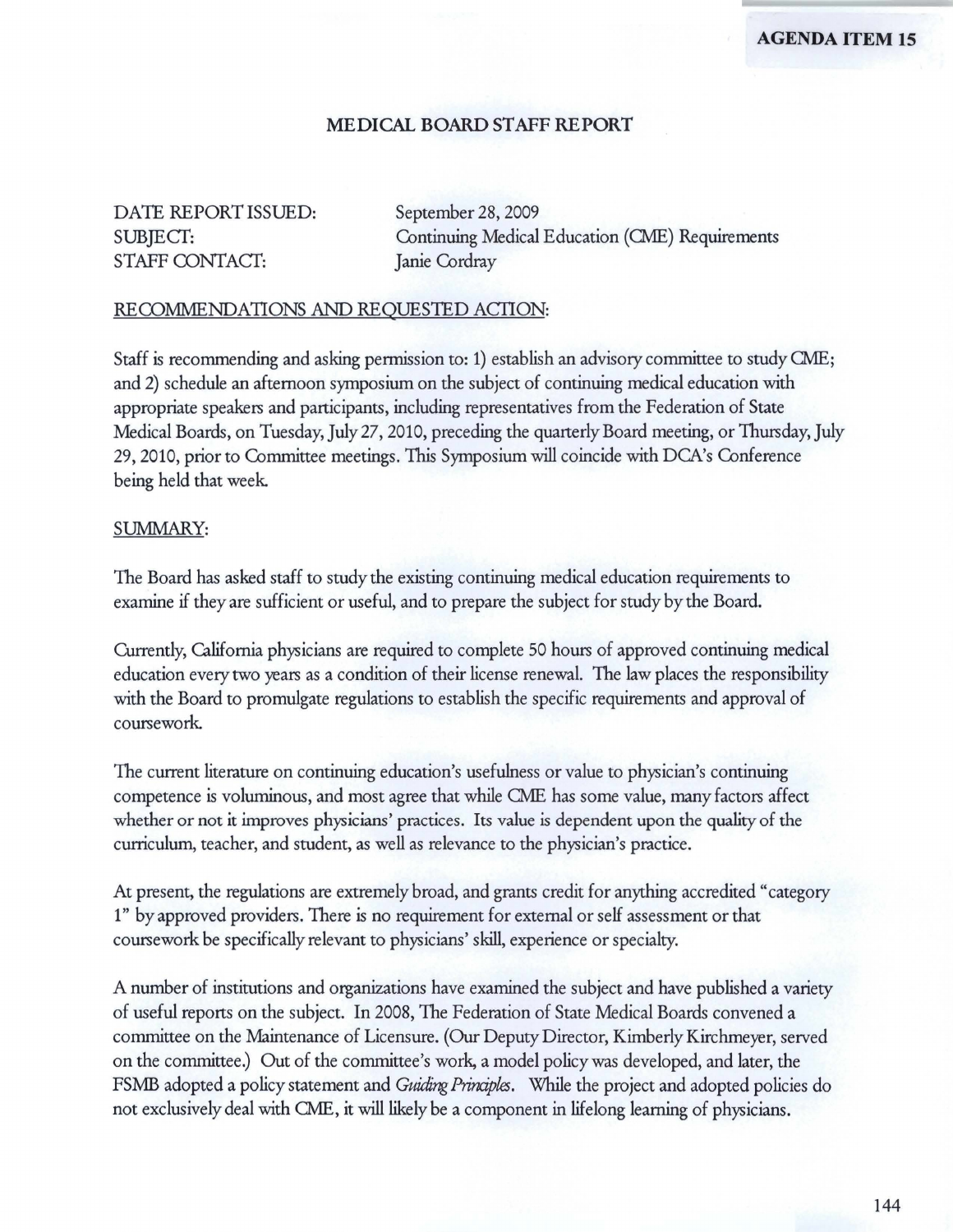AGENDA ITEM 15

# MEDICAL BOARD STAFF REPORT

DATE REPORT ISSUED: September 28, 2009
SUBJECT: Continuing Medical Education (CME) Requirements
STAFF CONTACT: Janie Cordray

## RECOMMENDATIONS AND REQUESTED ACTION:

Staff is recommending and asking permission to: 1) establish an advisory committee to study CME; and 2) schedule an afternoon symposium on the subject of continuing medical education with appropriate speakers and participants, including representatives from the Federation of State Medical Boards, on Tuesday, July 27, 2010, preceding the quarterly Board meeting, or Thursday, July 29, 2010, prior to Committee meetings. This Symposium will coincide with DCA's Conference being held that week.

## SUMMARY:

The Board has asked staff to study the existing continuing medical education requirements to examine if they are sufficient or useful, and to prepare the subject for study by the Board.

Currently, California physicians are required to complete 50 hours of approved continuing medical education every two years as a condition of their license renewal. The law places the responsibility with the Board to promulgate regulations to establish the specific requirements and approval of coursework.

The current literature on continuing education's usefulness or value to physician's continuing competence is voluminous, and most agree that while CME has some value, many factors affect whether or not it improves physicians' practices. Its value is dependent upon the quality of the curriculum, teacher, and student, as well as relevance to the physician's practice.

At present, the regulations are extremely broad, and grants credit for anything accredited "category 1" by approved providers. There is no requirement for external or self assessment or that coursework be specifically relevant to physicians' skill, experience or specialty.

A number of institutions and organizations have examined the subject and have published a variety of useful reports on the subject. In 2008, The Federation of State Medical Boards convened a committee on the Maintenance of Licensure. (Our Deputy Director, Kimberly Kirchmeyer, served on the committee.) Out of the committee's work, a model policy was developed, and later, the FSMB adopted a policy statement and *Guiding Principles*. While the project and adopted policies do not exclusively deal with CME, it will likely be a component in lifelong learning of physicians.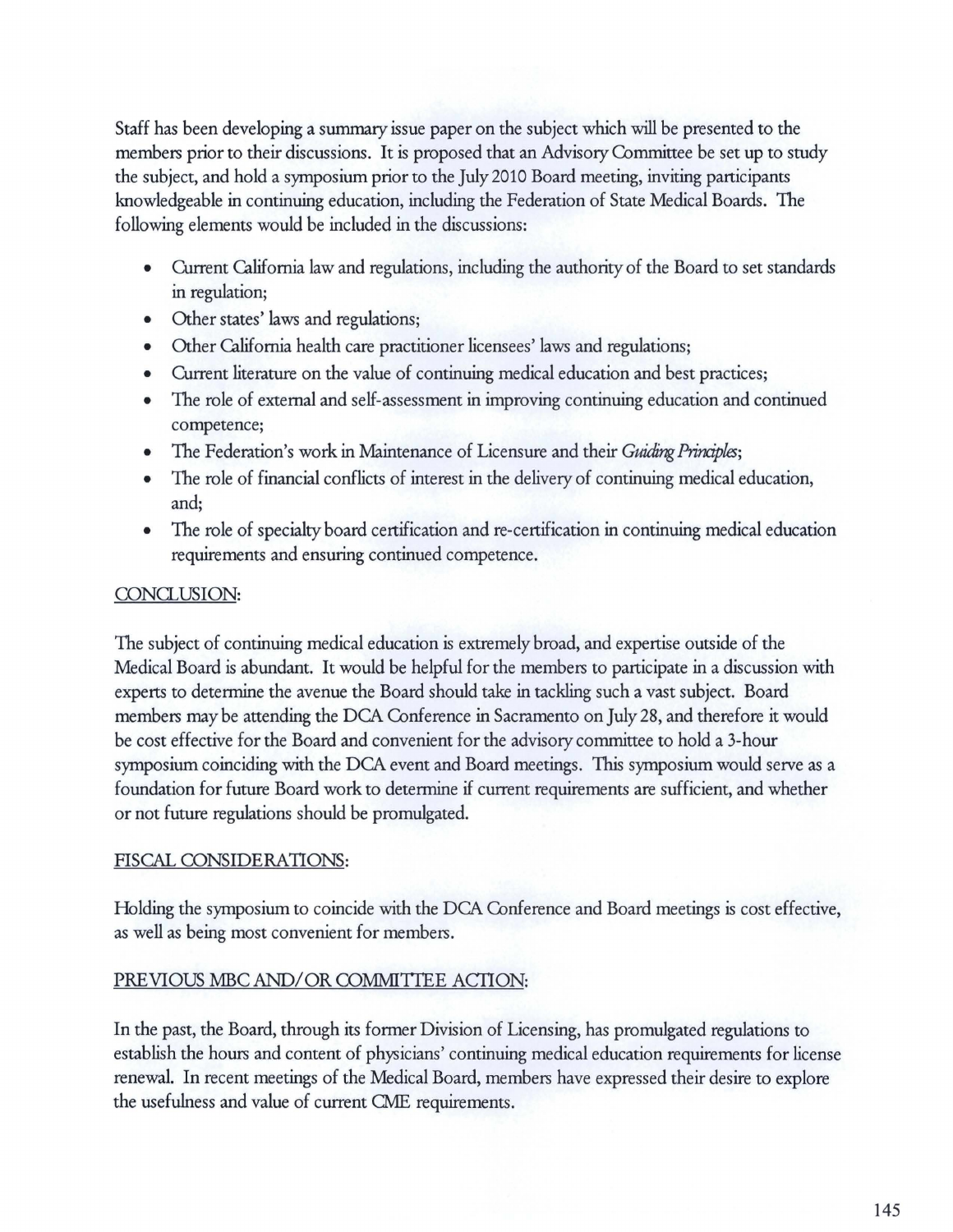Staff has been developing a summary issue paper on the subject which will be presented to the members prior to their discussions. It is proposed that an Advisory Committee be set up to study the subject, and hold a symposium prior to the July 2010 Board meeting, inviting participants knowledgeable in continuing education, including the Federation of State Medical Boards. The following elements would be included in the discussions:

- Current California law and regulations, including the authority of the Board to set standards in regulation;
- Other states' laws and regulations;
- Other California health care practitioner licensees' laws and regulations;
- Current literature on the value of continuing medical education and best practices;
- The role of external and self-assessment in improving continuing education and continued competence;
- The Federation's work in Maintenance of Licensure and their *Guiding Principles*;
- The role of financial conflicts of interest in the delivery of continuing medical education, and;
- The role of specialty board certification and re-certification in continuing medical education requirements and ensuring continued competence.

CONCLUSION:

The subject of continuing medical education is extremely broad, and expertise outside of the Medical Board is abundant. It would be helpful for the members to participate in a discussion with experts to determine the avenue the Board should take in tackling such a vast subject. Board members may be attending the DCA Conference in Sacramento on July 28, and therefore it would be cost effective for the Board and convenient for the advisory committee to hold a 3-hour symposium coinciding with the DCA event and Board meetings. This symposium would serve as a foundation for future Board work to determine if current requirements are sufficient, and whether or not future regulations should be promulgated.

FISCAL CONSIDERATIONS:

Holding the symposium to coincide with the DCA Conference and Board meetings is cost effective, as well as being most convenient for members.

PREVIOUS MBC AND/OR COMMITTEE ACTION:

In the past, the Board, through its former Division of Licensing, has promulgated regulations to establish the hours and content of physicians' continuing medical education requirements for license renewal. In recent meetings of the Medical Board, members have expressed their desire to explore the usefulness and value of current CME requirements.